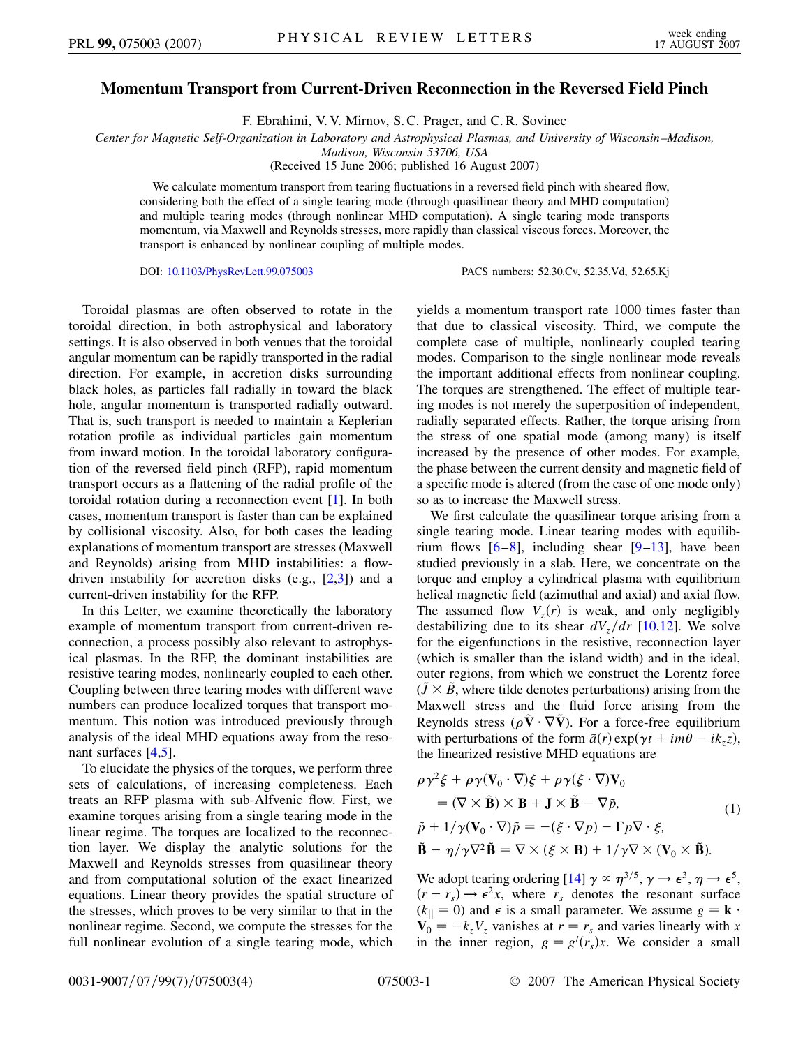# Momentum Transport from Current-Driven Reconnection in the Reversed Field Pinch

F. Ebrahimi, V. V. Mirnov, S. C. Prager, and C. R. Sovinec

*Center for Magnetic Self-Organization in Laboratory and Astrophysical Plasmas, and University of Wisconsin–Madison, Madison, Wisconsin 53706, USA*

(Received 15 June 2006; published 16 August 2007)

We calculate momentum transport from tearing fluctuations in a reversed field pinch with sheared flow, considering both the effect of a single tearing mode (through quasilinear theory and MHD computation) and multiple tearing modes (through nonlinear MHD computation). A single tearing mode transports momentum, via Maxwell and Reynolds stresses, more rapidly than classical viscous forces. Moreover, the transport is enhanced by nonlinear coupling of multiple modes.

DOI: 10.1103/PhysRevLett.99.075003 PACS numbers: 52.30.Cv, 52.35.Vd, 52.65.Kj

Toroidal plasmas are often observed to rotate in the toroidal direction, in both astrophysical and laboratory settings. It is also observed in both venues that the toroidal angular momentum can be rapidly transported in the radial direction. For example, in accretion disks surrounding black holes, as particles fall radially in toward the black hole, angular momentum is transported radially outward. That is, such transport is needed to maintain a Keplerian rotation profile as individual particles gain momentum from inward motion. In the toroidal laboratory configuration of the reversed field pinch (RFP), rapid momentum transport occurs as a flattening of the radial profile of the toroidal rotation during a reconnection event [1]. In both cases, momentum transport is faster than can be explained by collisional viscosity. Also, for both cases the leading explanations of momentum transport are stresses (Maxwell and Reynolds) arising from MHD instabilities: a flow-driven instability for accretion disks (e.g., [2,3]) and a current-driven instability for the RFP.

In this Letter, we examine theoretically the laboratory example of momentum transport from current-driven reconnection, a process possibly also relevant to astrophysical plasmas. In the RFP, the dominant instabilities are resistive tearing modes, nonlinearly coupled to each other. Coupling between three tearing modes with different wave numbers can produce localized torques that transport momentum. This notion was introduced previously through analysis of the ideal MHD equations away from the resonant surfaces [4,5].

To elucidate the physics of the torques, we perform three sets of calculations, of increasing completeness. Each treats an RFP plasma with sub-Alfvenic flow. First, we examine torques arising from a single tearing mode in the linear regime. The torques are localized to the reconnection layer. We display the analytic solutions for the Maxwell and Reynolds stresses from quasilinear theory and from computational solution of the exact linearized equations. Linear theory provides the spatial structure of the stresses, which proves to be very similar to that in the nonlinear regime. Second, we compute the stresses for the full nonlinear evolution of a single tearing mode, which yields a momentum transport rate 1000 times faster than that due to classical viscosity. Third, we compute the complete case of multiple, nonlinearly coupled tearing modes. Comparison to the single nonlinear mode reveals the important additional effects from nonlinear coupling. The torques are strengthened. The effect of multiple tearing modes is not merely the superposition of independent, radially separated effects. Rather, the torque arising from the stress of one spatial mode (among many) is itself increased by the presence of other modes. For example, the phase between the current density and magnetic field of a specific mode is altered (from the case of one mode only) so as to increase the Maxwell stress.

We first calculate the quasilinear torque arising from a single tearing mode. Linear tearing modes with equilibrium flows [6–8], including shear [9–13], have been studied previously in a slab. Here, we concentrate on the torque and employ a cylindrical plasma with equilibrium helical magnetic field (azimuthal and axial) and axial flow. The assumed flow $V_z(r)$ is weak, and only negligibly destabilizing due to its shear $dV_z/dr$ [10,12]. We solve for the eigenfunctions in the resistive, reconnection layer (which is smaller than the island width) and in the ideal, outer regions, from which we construct the Lorentz force ($\tilde{J} \times \tilde{B}$, where tilde denotes perturbations) arising from the Maxwell stress and the fluid force arising from the Reynolds stress ($\rho \tilde{\mathbf{V}} \cdot \nabla \tilde{\mathbf{V}}$). For a force-free equilibrium with perturbations of the form $\tilde{a}(r)\exp(\gamma t + im\theta - ik_z z)$, the linearized resistive MHD equations are

$$
\begin{aligned}
&\rho\gamma^2\xi + \rho\gamma(\mathbf{V}_0 \cdot \nabla)\xi + \rho\gamma(\xi \cdot \nabla)\mathbf{V}_0 \\
&\quad = (\nabla \times \tilde{\mathbf{B}}) \times \mathbf{B} + \mathbf{J} \times \tilde{\mathbf{B}} - \nabla\tilde{p}, \\
&\tilde{p} + 1/\gamma(\mathbf{V}_0 \cdot \nabla)\tilde{p} = -(\xi \cdot \nabla p) - \Gamma p \nabla \cdot \xi, \\
&\tilde{\mathbf{B}} - \eta/\gamma\nabla^2\tilde{\mathbf{B}} = \nabla \times (\xi \times \mathbf{B}) + 1/\gamma\nabla \times (\mathbf{V}_0 \times \tilde{\mathbf{B}}).
\end{aligned}
\tag{1}
$$

We adopt tearing ordering [14] $\gamma \propto \eta^{3/5}$, $\gamma \to \epsilon^3$, $\eta \to \epsilon^5$, $(r - r_s) \to \epsilon^2 x$, where $r_s$ denotes the resonant surface ($k_{\|} = 0$) and $\epsilon$ is a small parameter. We assume $g = \mathbf{k} \cdot \mathbf{V}_0 = -k_z V_z$ vanishes at $r = r_s$ and varies linearly with $x$ in the inner region, $g = g'(r_s)x$. We consider a small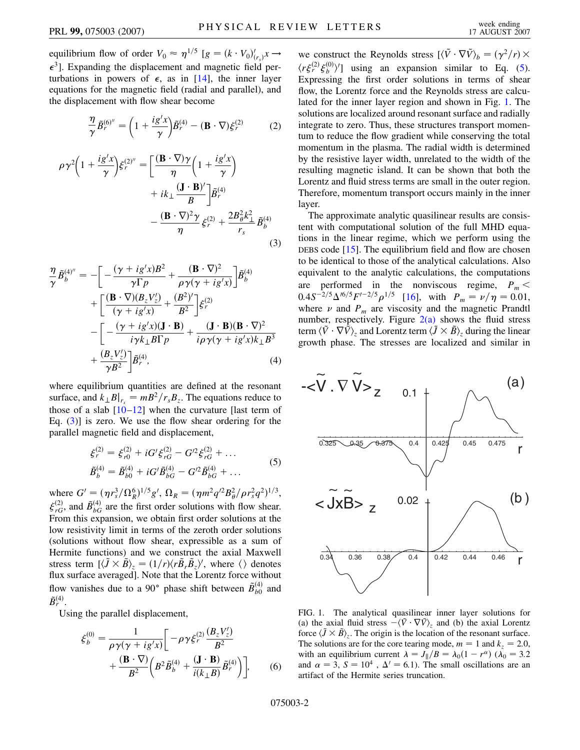equilibrium flow of order $V_0 \approx \eta^{1/5}$ [$g = (k \cdot V_0)'_{(r_s)} x \rightarrow \epsilon^3$]. Expanding the displacement and magnetic field perturbations in powers of $\epsilon$, as in [14], the inner layer equations for the magnetic field (radial and parallel), and the displacement with flow shear become

$$\frac{\eta}{\gamma}\tilde{B}_r^{(6)''} = \left(1 + \frac{ig'x}{\gamma}\right)\tilde{B}_r^{(4)} - (\mathbf{B}\cdot\nabla)\xi_r^{(2)} \tag{2}$$

$$\rho\gamma^2\left(1+\frac{ig'x}{\gamma}\right)\xi_r^{(2)''} = \left[\frac{(\mathbf{B}\cdot\nabla)\gamma}{\eta}\left(1+\frac{ig'x}{\gamma}\right) + ik_\perp\frac{(\mathbf{J}\cdot\mathbf{B})'}{B}\right]\tilde{B}_r^{(4)} - \frac{(\mathbf{B}\cdot\nabla)^2\gamma}{\eta}\xi_r^{(2)} + \frac{2B_\theta^2 k_\perp^2}{r_s}\tilde{B}_b^{(4)} \tag{3}$$

$$\begin{aligned}\frac{\eta}{\gamma}\tilde{B}_b^{(4)''} = &-\left[-\frac{(\gamma+ig'x)B^2}{\gamma\Gamma p} + \frac{(\mathbf{B}\cdot\nabla)^2}{\rho\gamma(\gamma+ig'x)}\right]\tilde{B}_b^{(4)} + \left[\frac{(\mathbf{B}\cdot\nabla)(B_z V_z')}{(\gamma+ig'x)} + \frac{(B^2)'}{B^2}\right]\xi_r^{(2)} \\ &-\left[-\frac{(\gamma+ig'x)(\mathbf{J}\cdot\mathbf{B})}{i\gamma k_\perp B\Gamma p} + \frac{(\mathbf{J}\cdot\mathbf{B})(\mathbf{B}\cdot\nabla)^2}{i\rho\gamma(\gamma+ig'x)k_\perp B^3} + \frac{(B_z V_z')}{\gamma B^2}\right]\tilde{B}_r^{(4)},\end{aligned} \tag{4}$$

where equilibrium quantities are defined at the resonant surface, and $k_\perp B|_{r_s} = mB^2/r_s B_z$. The equations reduce to those of a slab [10–12] when the curvature [last term of Eq. (3)] is zero. We use the flow shear ordering for the parallel magnetic field and displacement,

$$\begin{aligned}\xi_r^{(2)} &= \xi_{r0}^{(2)} + iG'\xi_{rG}^{(2)} - G'^2\xi_{rG}^{(2)} + \ldots \\ \tilde{B}_b^{(4)} &= \tilde{B}_{b0}^{(4)} + iG'\tilde{B}_{bG}^{(4)} - G'^2\tilde{B}_{bG}^{(4)} + \ldots\end{aligned} \tag{5}$$

where $G' = (\eta r_s^3/\Omega_R^6)^{1/5} g'$, $\Omega_R = (\eta m^2 q'^2 B_\theta^2/\rho r_s^2 q^2)^{1/3}$, $\xi_{rG}^{(2)}$, and $\tilde{B}_{bG}^{(4)}$ are the first order solutions with flow shear. From this expansion, we obtain first order solutions at the low resistivity limit in terms of the zeroth order solutions (solutions without flow shear, expressible as a sum of Hermite functions) and we construct the axial Maxwell stress term [$\langle\tilde{J}\times\tilde{B}\rangle_z = (1/r)\langle r\tilde{B}_r\tilde{B}_z\rangle'$, where $\langle\rangle$ denotes flux surface averaged]. Note that the Lorentz force without flow vanishes due to a 90° phase shift between $\tilde{B}_{b0}^{(4)}$ and $\tilde{B}_r^{(4)}$.

Using the parallel displacement,

$$\xi_b^{(0)} = \frac{1}{\rho\gamma(\gamma+ig'x)}\left[-\rho\gamma\xi_r^{(2)}\frac{(B_z V_z')}{B^2} + \frac{(\mathbf{B}\cdot\nabla)}{B^2}\left(B^2\tilde{B}_b^{(4)} + \frac{(\mathbf{J}\cdot\mathbf{B})}{i(k_\perp B)}\tilde{B}_r^{(4)}\right)\right], \tag{6}$$

we construct the Reynolds stress [$\langle\tilde{V}\cdot\nabla\tilde{V}\rangle_b = (\gamma^2/r)\times\langle r\xi_r^{(2)}\xi_b^{(0)}\rangle'$] using an expansion similar to Eq. (5). Expressing the first order solutions in terms of shear flow, the Lorentz force and the Reynolds stress are calculated for the inner layer region and shown in Fig. 1. The solutions are localized around resonant surface and radially integrate to zero. Thus, these structures transport momentum to reduce the flow gradient while conserving the total momentum in the plasma. The radial width is determined by the resistive layer width, unrelated to the width of the resulting magnetic island. It can be shown that both the Lorentz and fluid stress terms are small in the outer region. Therefore, momentum transport occurs mainly in the inner layer.

The approximate analytic quasilinear results are consistent with computational solution of the full MHD equations in the linear regime, which we perform using the DEBS code [15]. The equilibrium field and flow are chosen to be identical to those of the analytical calculations. Also equivalent to the analytic calculations, the computations are performed in the nonviscous regime, $P_m < 0.4S^{-2/5}\Delta'^{6/5}F'^{-2/5}\rho^{1/5}$ [16], with $P_m = \nu/\eta = 0.01$, where $\nu$ and $P_m$ are viscosity and the magnetic Prandtl number, respectively. Figure 2(a) shows the fluid stress term $\langle\tilde{V}\cdot\nabla\tilde{V}\rangle_z$ and Lorentz term $\langle\tilde{J}\times\tilde{B}\rangle_z$ during the linear growth phase. The stresses are localized and similar in

FIG. 1. The analytical quasilinear inner layer solutions for (a) the axial fluid stress $-\langle\tilde{V}\cdot\nabla\tilde{V}\rangle_z$ and (b) the axial Lorentz force $\langle\tilde{J}\times\tilde{B}\rangle_z$. The origin is the location of the resonant surface. The solutions are for the core tearing mode, $m = 1$ and $k_z = 2.0$, with an equilibrium current $\lambda = J_\parallel/B = \lambda_0(1 - r^\alpha)$ ($\lambda_0 = 3.2$ and $\alpha = 3$, $S = 10^4$, $\Delta' = 6.1$). The small oscillations are an artifact of the Hermite series truncation.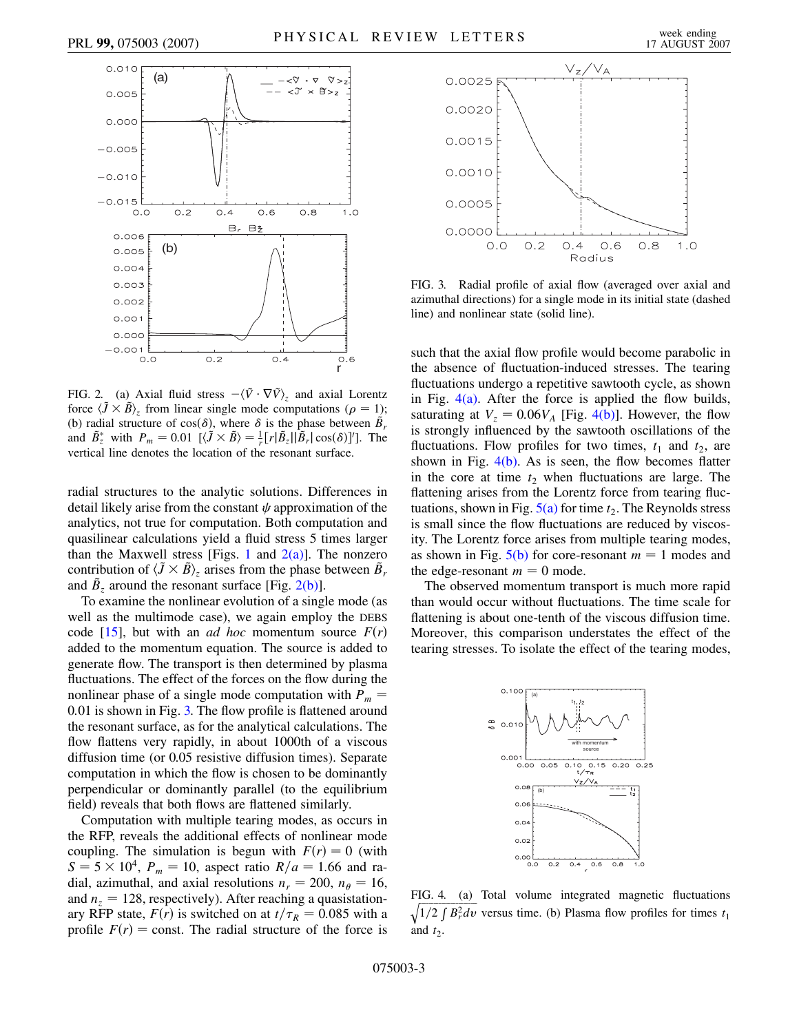FIG. 2. (a) Axial fluid stress $-\langle \tilde{V} \cdot \nabla \tilde{V} \rangle_z$ and axial Lorentz force $\langle \tilde{J} \times \tilde{B} \rangle_z$ from linear single mode computations ($\rho = 1$); (b) radial structure of $\cos(\delta)$, where $\delta$ is the phase between $\tilde{B}_r$ and $\tilde{B}_z^*$ with $P_m = 0.01$ $[\langle \tilde{J} \times \tilde{B} \rangle = \frac{1}{r}[r|\tilde{B}_z||\tilde{B}_r|\cos(\delta)]']$. The vertical line denotes the location of the resonant surface.

radial structures to the analytic solutions. Differences in detail likely arise from the constant $\psi$ approximation of the analytics, not true for computation. Both computation and quasilinear calculations yield a fluid stress 5 times larger than the Maxwell stress [Figs. 1 and 2(a)]. The nonzero contribution of $\langle \tilde{J} \times \tilde{B} \rangle_z$ arises from the phase between $\tilde{B}_r$ and $\tilde{B}_z$ around the resonant surface [Fig. 2(b)].

To examine the nonlinear evolution of a single mode (as well as the multimode case), we again employ the DEBS code [15], but with an *ad hoc* momentum source $F(r)$ added to the momentum equation. The source is added to generate flow. The transport is then determined by plasma fluctuations. The effect of the forces on the flow during the nonlinear phase of a single mode computation with $P_m = 0.01$ is shown in Fig. 3. The flow profile is flattened around the resonant surface, as for the analytical calculations. The flow flattens very rapidly, in about 1000th of a viscous diffusion time (or 0.05 resistive diffusion times). Separate computation in which the flow is chosen to be dominantly perpendicular or dominantly parallel (to the equilibrium field) reveals that both flows are flattened similarly.

Computation with multiple tearing modes, as occurs in the RFP, reveals the additional effects of nonlinear mode coupling. The simulation is begun with $F(r) = 0$ (with $S = 5 \times 10^4$, $P_m = 10$, aspect ratio $R/a = 1.66$ and radial, azimuthal, and axial resolutions $n_r = 200$, $n_\theta = 16$, and $n_z = 128$, respectively). After reaching a quasistationary RFP state, $F(r)$ is switched on at $t/\tau_R = 0.085$ with a profile $F(r) = \text{const}$. The radial structure of the force is

FIG. 3. Radial profile of axial flow (averaged over axial and azimuthal directions) for a single mode in its initial state (dashed line) and nonlinear state (solid line).

such that the axial flow profile would become parabolic in the absence of fluctuation-induced stresses. The tearing fluctuations undergo a repetitive sawtooth cycle, as shown in Fig. 4(a). After the force is applied the flow builds, saturating at $V_z = 0.06V_A$ [Fig. 4(b)]. However, the flow is strongly influenced by the sawtooth oscillations of the fluctuations. Flow profiles for two times, $t_1$ and $t_2$, are shown in Fig. 4(b). As is seen, the flow becomes flatter in the core at time $t_2$ when fluctuations are large. The flattening arises from the Lorentz force from tearing fluctuations, shown in Fig. 5(a) for time $t_2$. The Reynolds stress is small since the flow fluctuations are reduced by viscosity. The Lorentz force arises from multiple tearing modes, as shown in Fig. 5(b) for core-resonant $m = 1$ modes and the edge-resonant $m = 0$ mode.

The observed momentum transport is much more rapid than would occur without fluctuations. The time scale for flattening is about one-tenth of the viscous diffusion time. Moreover, this comparison understates the effect of the tearing stresses. To isolate the effect of the tearing modes,

FIG. 4. (a) Total volume integrated magnetic fluctuations $\sqrt{1/2 \int B_r^2 dv}$ versus time. (b) Plasma flow profiles for times $t_1$ and $t_2$.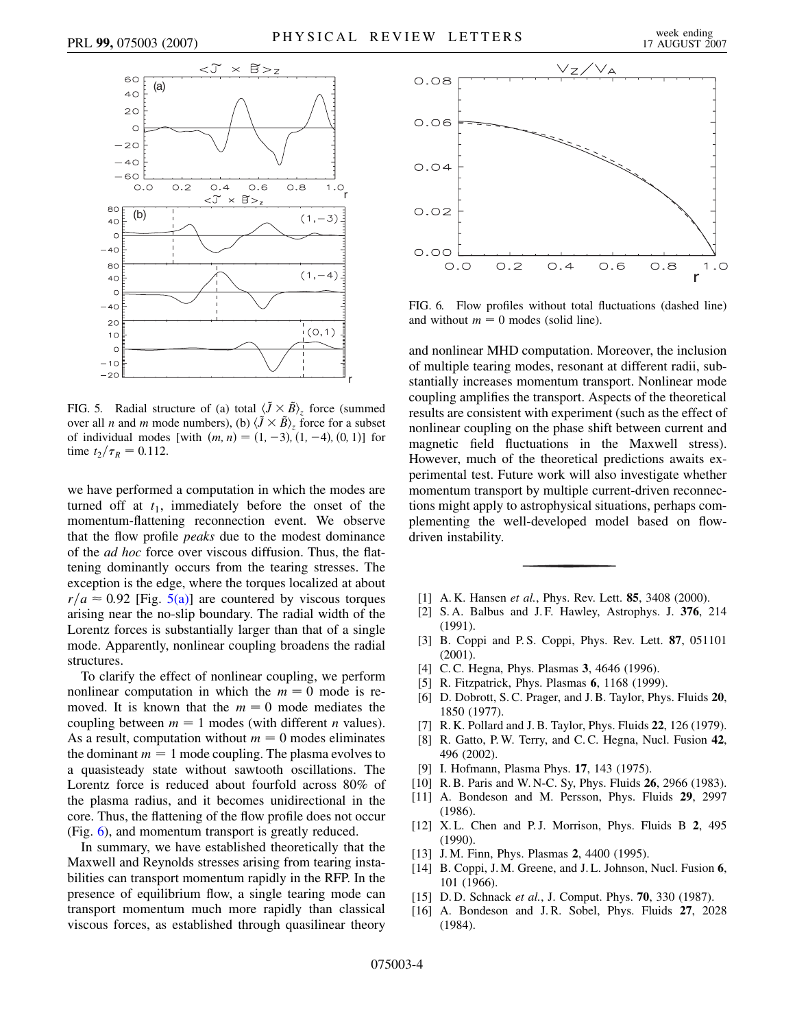$<\tilde{J} \times \tilde{B}>_z$

(a)

60
40
20
0
−20
−40
−60

0.0 0.2 0.4 0.6 0.8 1.0
r

$<\tilde{J} \times \tilde{B}>_z$

(b)

80
40
0
−40

(1, −3)

80
40
0
−40

(1, −4)

20
10
0
−10
−20

(0, 1)

r

FIG. 5. Radial structure of (a) total $\langle \tilde{J} \times \tilde{B} \rangle_z$ force (summed over all $n$ and $m$ mode numbers), (b) $\langle \tilde{J} \times \tilde{B} \rangle_z$ force for a subset of individual modes [with $(m, n) = (1, -3), (1, -4), (0, 1)$] for time $t_2/\tau_R = 0.112$.

we have performed a computation in which the modes are turned off at $t_1$, immediately before the onset of the momentum-flattening reconnection event. We observe that the flow profile *peaks* due to the modest dominance of the *ad hoc* force over viscous diffusion. Thus, the flattening dominantly occurs from the tearing stresses. The exception is the edge, where the torques localized at about $r/a \approx 0.92$ [Fig. 5(a)] are countered by viscous torques arising near the no-slip boundary. The radial width of the Lorentz forces is substantially larger than that of a single mode. Apparently, nonlinear coupling broadens the radial structures.

To clarify the effect of nonlinear coupling, we perform nonlinear computation in which the $m = 0$ mode is removed. It is known that the $m = 0$ mode mediates the coupling between $m = 1$ modes (with different $n$ values). As a result, computation without $m = 0$ modes eliminates the dominant $m = 1$ mode coupling. The plasma evolves to a quasisteady state without sawtooth oscillations. The Lorentz force is reduced about fourfold across 80% of the plasma radius, and it becomes unidirectional in the core. Thus, the flattening of the flow profile does not occur (Fig. 6), and momentum transport is greatly reduced.

In summary, we have established theoretically that the Maxwell and Reynolds stresses arising from tearing instabilities can transport momentum rapidly in the RFP. In the presence of equilibrium flow, a single tearing mode can transport momentum much more rapidly than classical viscous forces, as established through quasilinear theory

$V_Z/V_A$

0.08
0.06
0.04
0.02
0.00

0.0 0.2 0.4 0.6 0.8 1.0
r

FIG. 6. Flow profiles without total fluctuations (dashed line) and without $m = 0$ modes (solid line).

and nonlinear MHD computation. Moreover, the inclusion of multiple tearing modes, resonant at different radii, substantially increases momentum transport. Nonlinear mode coupling amplifies the transport. Aspects of the theoretical results are consistent with experiment (such as the effect of nonlinear coupling on the phase shift between current and magnetic field fluctuations in the Maxwell stress). However, much of the theoretical predictions awaits experimental test. Future work will also investigate whether momentum transport by multiple current-driven reconnections might apply to astrophysical situations, perhaps complementing the well-developed model based on flow-driven instability.

---

[1] A. K. Hansen *et al.*, Phys. Rev. Lett. **85**, 3408 (2000).
[2] S. A. Balbus and J. F. Hawley, Astrophys. J. **376**, 214 (1991).
[3] B. Coppi and P. S. Coppi, Phys. Rev. Lett. **87**, 051101 (2001).
[4] C. C. Hegna, Phys. Plasmas **3**, 4646 (1996).
[5] R. Fitzpatrick, Phys. Plasmas **6**, 1168 (1999).
[6] D. Dobrott, S. C. Prager, and J. B. Taylor, Phys. Fluids **20**, 1850 (1977).
[7] R. K. Pollard and J. B. Taylor, Phys. Fluids **22**, 126 (1979).
[8] R. Gatto, P. W. Terry, and C. C. Hegna, Nucl. Fusion **42**, 496 (2002).
[9] I. Hofmann, Plasma Phys. **17**, 143 (1975).
[10] R. B. Paris and W. N-C. Sy, Phys. Fluids **26**, 2966 (1983).
[11] A. Bondeson and M. Persson, Phys. Fluids **29**, 2997 (1986).
[12] X. L. Chen and P. J. Morrison, Phys. Fluids B **2**, 495 (1990).
[13] J. M. Finn, Phys. Plasmas **2**, 4400 (1995).
[14] B. Coppi, J. M. Greene, and J. L. Johnson, Nucl. Fusion **6**, 101 (1966).
[15] D. D. Schnack *et al.*, J. Comput. Phys. **70**, 330 (1987).
[16] A. Bondeson and J. R. Sobel, Phys. Fluids **27**, 2028 (1984).